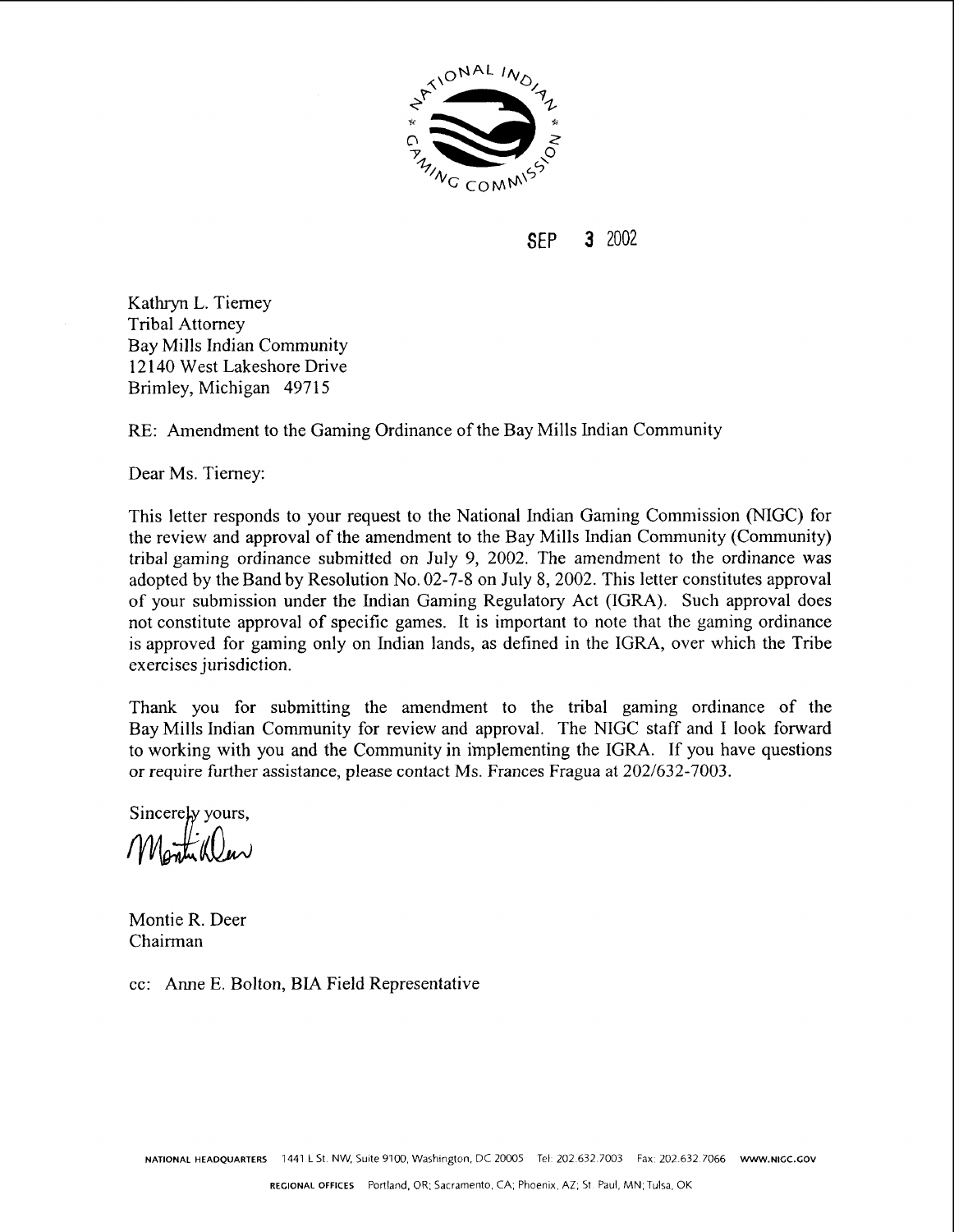SEP 3 2002

Kathryn L. Tierney
Tribal Attorney
Bay Mills Indian Community
12140 West Lakeshore Drive
Brimley, Michigan 49715

RE: Amendment to the Gaming Ordinance of the Bay Mills Indian Community

Dear Ms. Tierney:

This letter responds to your request to the National Indian Gaming Commission (NIGC) for the review and approval of the amendment to the Bay Mills Indian Community (Community) tribal gaming ordinance submitted on July 9, 2002. The amendment to the ordinance was adopted by the Band by Resolution No. 02-7-8 on July 8, 2002. This letter constitutes approval of your submission under the Indian Gaming Regulatory Act (IGRA). Such approval does not constitute approval of specific games. It is important to note that the gaming ordinance is approved for gaming only on Indian lands, as defined in the IGRA, over which the Tribe exercises jurisdiction.

Thank you for submitting the amendment to the tribal gaming ordinance of the Bay Mills Indian Community for review and approval. The NIGC staff and I look forward to working with you and the Community in implementing the IGRA. If you have questions or require further assistance, please contact Ms. Frances Fragua at 202/632-7003.

Sincerely yours,

Montie R. Deer
Chairman

cc: Anne E. Bolton, BIA Field Representative

NATIONAL HEADQUARTERS 1441 L St. NW, Suite 9100, Washington, DC 20005 Tel: 202.632.7003 Fax: 202.632.7066 WWW.NIGC.GOV

REGIONAL OFFICES Portland, OR; Sacramento, CA; Phoenix, AZ; St. Paul, MN; Tulsa, OK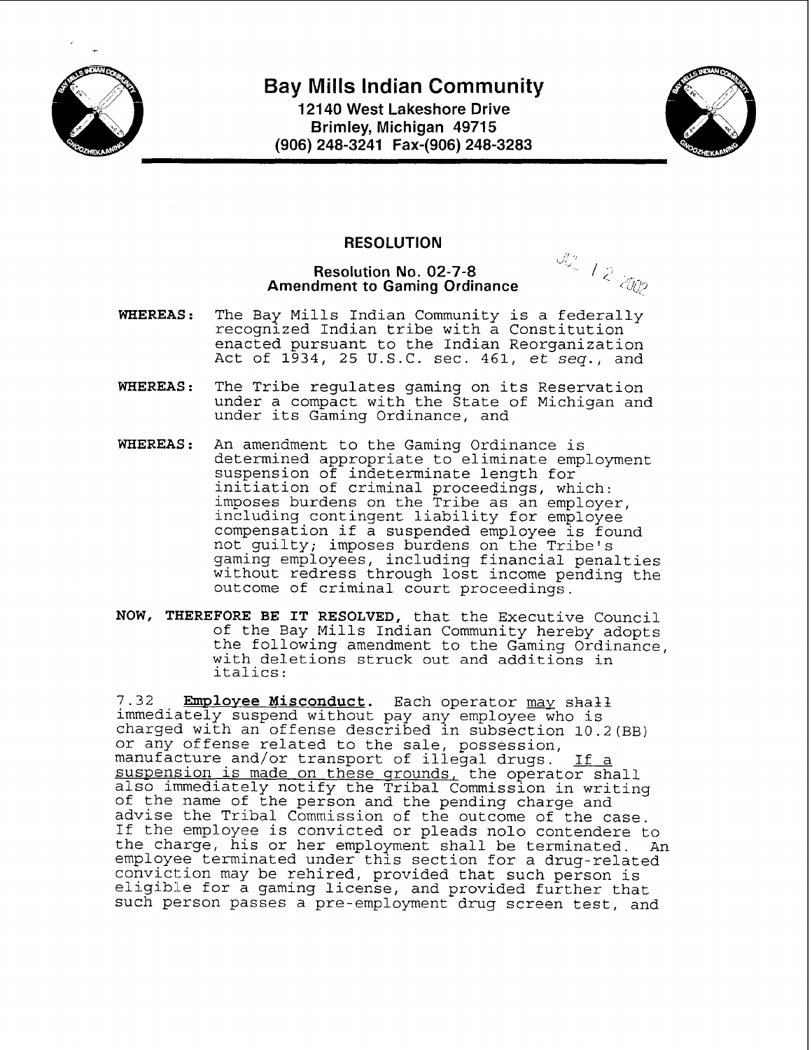# Bay Mills Indian Community

**12140 West Lakeshore Drive**
**Brimley, Michigan 49715**
**(906) 248-3241 Fax-(906) 248-3283**

## RESOLUTION

**Resolution No. 02-7-8**
**Amendment to Gaming Ordinance**

JUL 12 2002

**WHEREAS:** The Bay Mills Indian Community is a federally recognized Indian tribe with a Constitution enacted pursuant to the Indian Reorganization Act of 1934, 25 U.S.C. sec. 461, *et seq.*, and

**WHEREAS:** The Tribe regulates gaming on its Reservation under a compact with the State of Michigan and under its Gaming Ordinance, and

**WHEREAS:** An amendment to the Gaming Ordinance is determined appropriate to eliminate employment suspension of indeterminate length for initiation of criminal proceedings, which: imposes burdens on the Tribe as an employer, including contingent liability for employee compensation if a suspended employee is found not guilty; imposes burdens on the Tribe's gaming employees, including financial penalties without redress through lost income pending the outcome of criminal court proceedings.

**NOW, THEREFORE BE IT RESOLVED,** that the Executive Council of the Bay Mills Indian Community hereby adopts the following amendment to the Gaming Ordinance, with deletions struck out and additions in italics:

7.32 **Employee Misconduct.** Each operator *may* ~~shall~~ immediately suspend without pay any employee who is charged with an offense described in subsection 10.2(BB) or any offense related to the sale, possession, manufacture and/or transport of illegal drugs. *If a suspension is made on these grounds,* the operator shall also immediately notify the Tribal Commission in writing of the name of the person and the pending charge and advise the Tribal Commission of the outcome of the case. If the employee is convicted or pleads nolo contendere to the charge, his or her employment shall be terminated. An employee terminated under this section for a drug-related conviction may be rehired, provided that such person is eligible for a gaming license, and provided further that such person passes a pre-employment drug screen test, and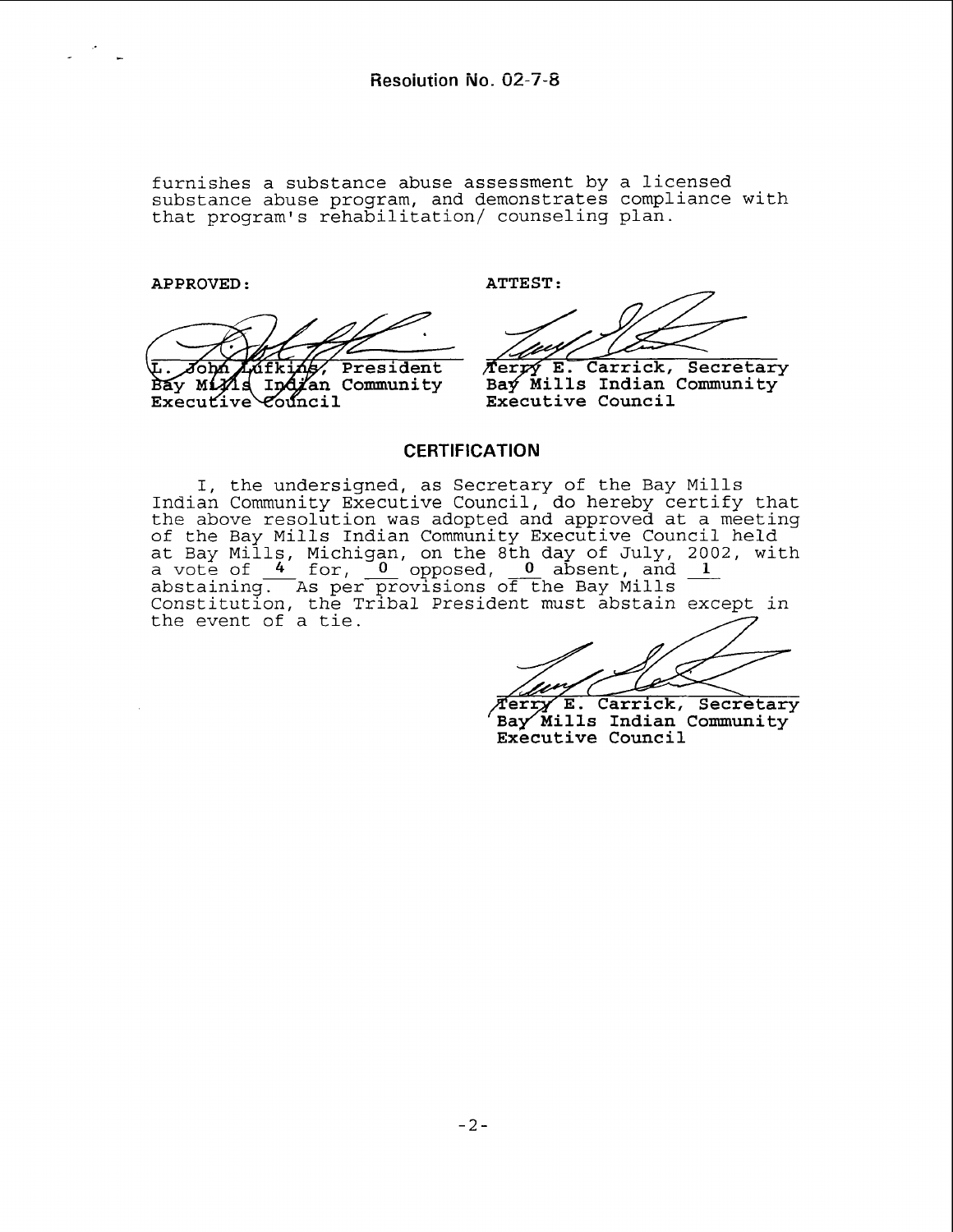Resolution No. 02-7-8

furnishes a substance abuse assessment by a licensed substance abuse program, and demonstrates compliance with that program's rehabilitation/ counseling plan.

**APPROVED:**

L. John Lufkins, President
Bay Mills Indian Community
Executive Council

**ATTEST:**

Terry E. Carrick, Secretary
Bay Mills Indian Community
Executive Council

## CERTIFICATION

I, the undersigned, as Secretary of the Bay Mills Indian Community Executive Council, do hereby certify that the above resolution was adopted and approved at a meeting of the Bay Mills Indian Community Executive Council held at Bay Mills, Michigan, on the 8th day of July, 2002, with a vote of 4 for, 0 opposed, 0 absent, and 1 abstaining. As per provisions of the Bay Mills Constitution, the Tribal President must abstain except in the event of a tie.

Terry E. Carrick, Secretary
Bay Mills Indian Community
Executive Council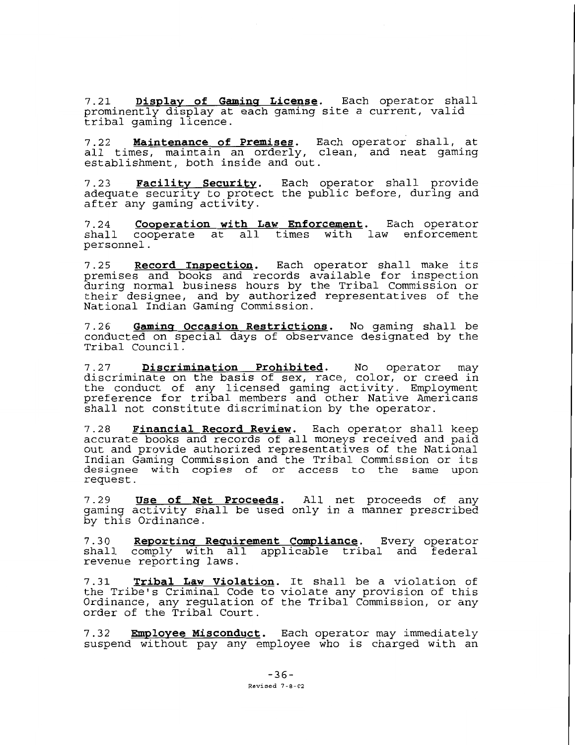7.21 **Display of Gaming License**. Each operator shall prominently display at each gaming site a current, valid tribal gaming licence.

7.22 **Maintenance of Premises**. Each operator shall, at all times, maintain an orderly, clean, and neat gaming establishment, both inside and out.

7.23 **Facility Security**. Each operator shall provide adequate security to protect the public before, during and after any gaming activity.

7.24 **Cooperation with Law Enforcement**. Each operator shall cooperate at all times with law enforcement personnel.

7.25 **Record Inspection**. Each operator shall make its premises and books and records available for inspection during normal business hours by the Tribal Commission or their designee, and by authorized representatives of the National Indian Gaming Commission.

7.26 **Gaming Occasion Restrictions**. No gaming shall be conducted on special days of observance designated by the Tribal Council.

7.27 **Discrimination Prohibited**. No operator may discriminate on the basis of sex, race, color, or creed in the conduct of any licensed gaming activity. Employment preference for tribal members and other Native Americans shall not constitute discrimination by the operator.

7.28 **Financial Record Review**. Each operator shall keep accurate books and records of all moneys received and paid out and provide authorized representatives of the National Indian Gaming Commission and the Tribal Commission or its designee with copies of or access to the same upon request.

7.29 **Use of Net Proceeds**. All net proceeds of any gaming activity shall be used only in a manner prescribed by this Ordinance.

7.30 **Reporting Requirement Compliance**. Every operator shall comply with all applicable tribal and federal revenue reporting laws.

7.31 **Tribal Law Violation**. It shall be a violation of the Tribe's Criminal Code to violate any provision of this Ordinance, any regulation of the Tribal Commission, or any order of the Tribal Court.

7.32 **Employee Misconduct**. Each operator may immediately suspend without pay any employee who is charged with an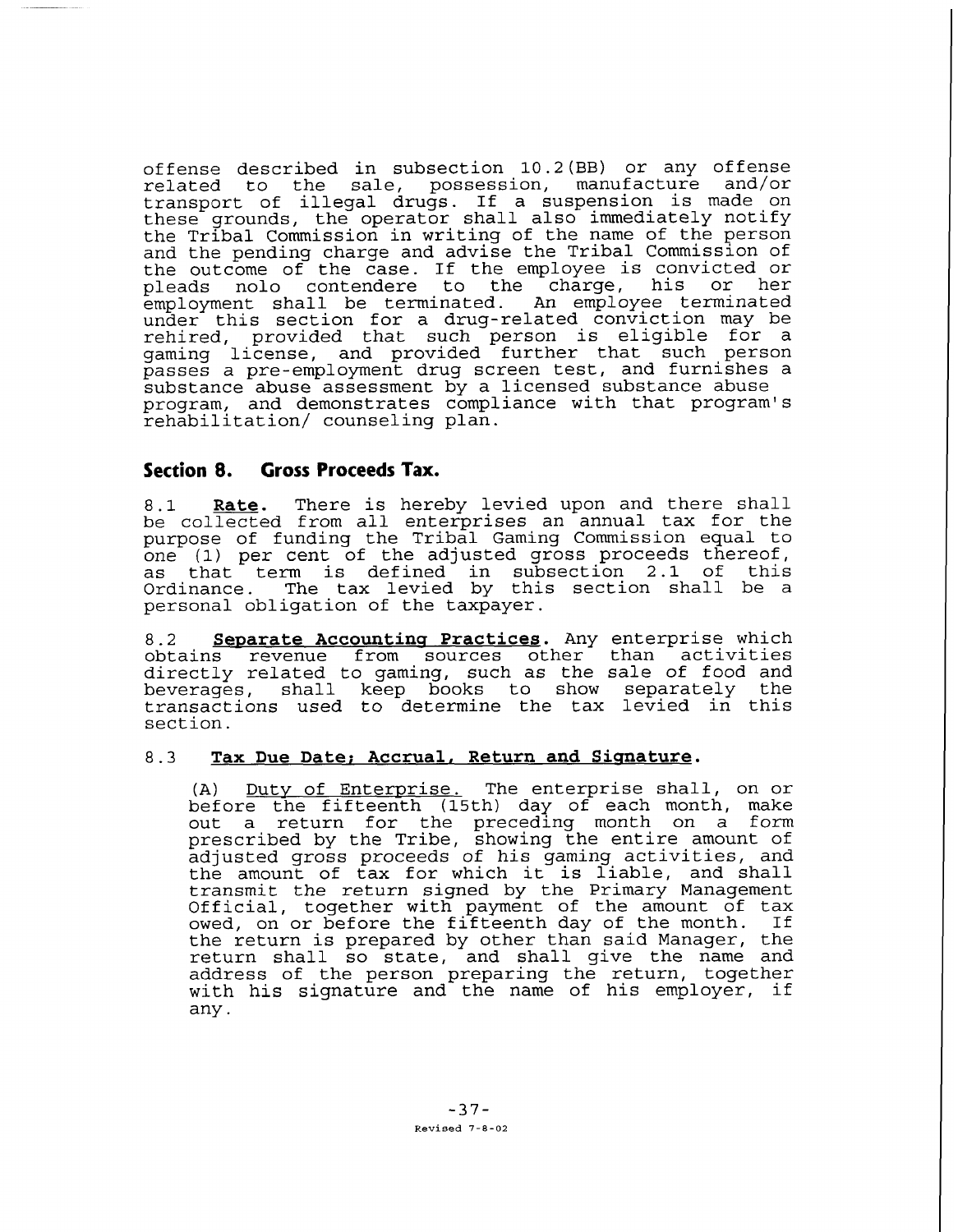offense described in subsection 10.2(BB) or any offense related to the sale, possession, manufacture and/or transport of illegal drugs. If a suspension is made on these grounds, the operator shall also immediately notify the Tribal Commission in writing of the name of the person and the pending charge and advise the Tribal Commission of the outcome of the case. If the employee is convicted or pleads nolo contendere to the charge, his or her employment shall be terminated. An employee terminated under this section for a drug-related conviction may be rehired, provided that such person is eligible for a gaming license, and provided further that such person passes a pre-employment drug screen test, and furnishes a substance abuse assessment by a licensed substance abuse program, and demonstrates compliance with that program's rehabilitation/ counseling plan.

## Section 8. Gross Proceeds Tax.

8.1 **Rate.** There is hereby levied upon and there shall be collected from all enterprises an annual tax for the purpose of funding the Tribal Gaming Commission equal to one (1) per cent of the adjusted gross proceeds thereof, as that term is defined in subsection 2.1 of this Ordinance. The tax levied by this section shall be a personal obligation of the taxpayer.

8.2 **Separate Accounting Practices.** Any enterprise which obtains revenue from sources other than activities directly related to gaming, such as the sale of food and beverages, shall keep books to show separately the transactions used to determine the tax levied in this section.

8.3 **Tax Due Date; Accrual, Return and Signature.**

(A) Duty of Enterprise. The enterprise shall, on or before the fifteenth (15th) day of each month, make out a return for the preceding month on a form prescribed by the Tribe, showing the entire amount of adjusted gross proceeds of his gaming activities, and the amount of tax for which it is liable, and shall transmit the return signed by the Primary Management Official, together with payment of the amount of tax owed, on or before the fifteenth day of the month. If the return is prepared by other than said Manager, the return shall so state, and shall give the name and address of the person preparing the return, together with his signature and the name of his employer, if any.